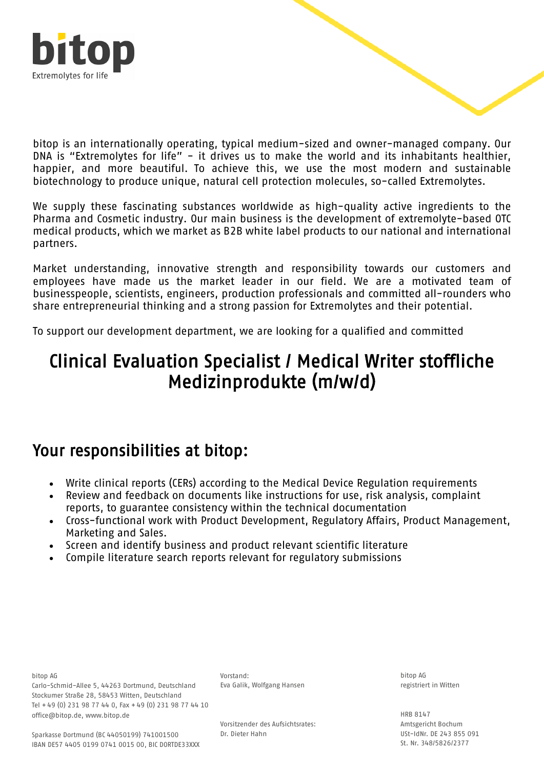bitop is an internationally operating, typical medium-sized and owner-managed company. Our DNA is "Extremolytes for life" - it drives us to make the world and its inhabitants healthier, happier, and more beautiful. To achieve this, we use the most modern and sustainable biotechnology to produce unique, natural cell protection molecules, so-called Extremolytes.

We supply these fascinating substances worldwide as high-quality active ingredients to the Pharma and Cosmetic industry. Our main business is the development of extremolyte-based OTC medical products, which we market as B2B white label products to our national and international partners.

Market understanding, innovative strength and responsibility towards our customers and employees have made us the market leader in our field. We are a motivated team of businesspeople, scientists, engineers, production professionals and committed all-rounders who share entrepreneurial thinking and a strong passion for Extremolytes and their potential.

To support our development department, we are looking for a qualified and committed

# Clinical Evaluation Specialist / Medical Writer stoffliche Medizinprodukte (m/w/d)

## Your responsibilities at bitop:

- Write clinical reports (CERs) according to the Medical Device Regulation requirements
- Review and feedback on documents like instructions for use, risk analysis, complaint reports, to guarantee consistency within the technical documentation
- Cross-functional work with Product Development, Regulatory Affairs, Product Management, Marketing and Sales.
- Screen and identify business and product relevant scientific literature
- Compile literature search reports relevant for regulatory submissions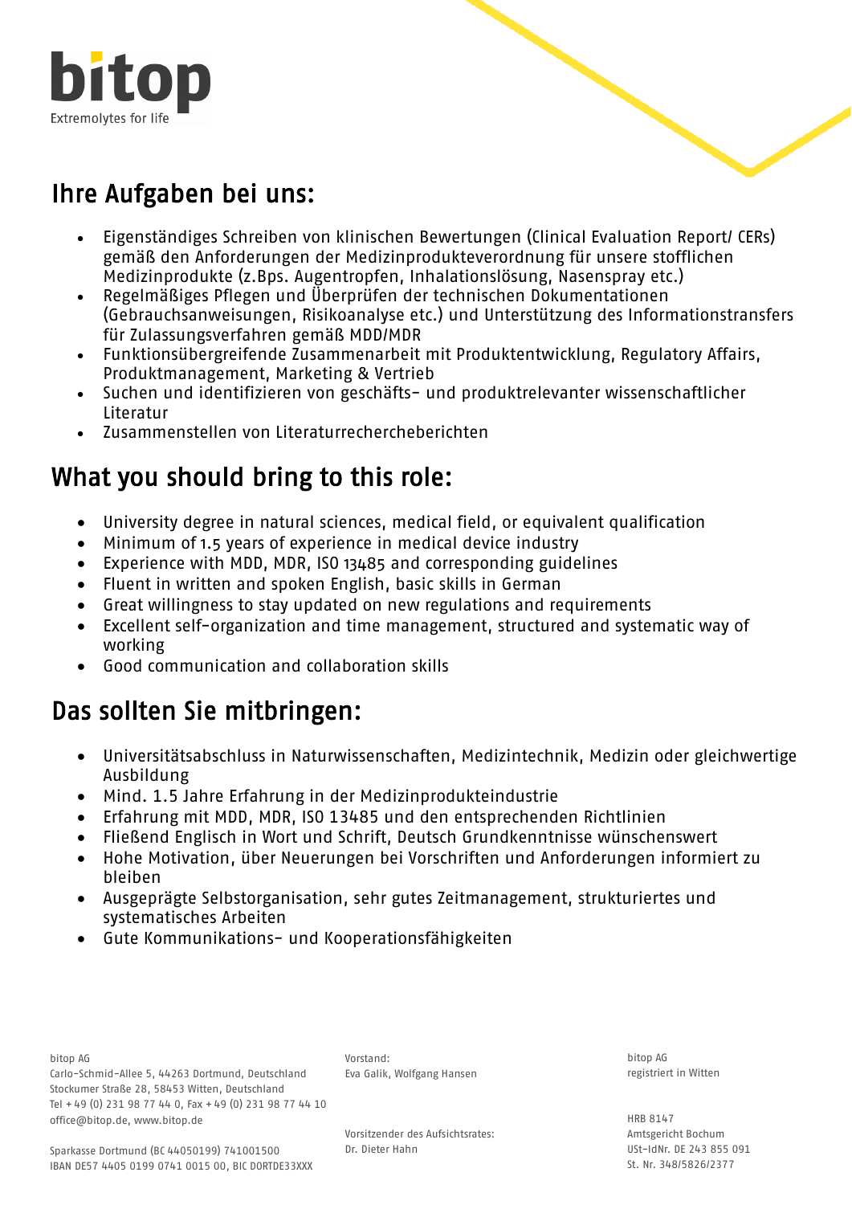## Ihre Aufgaben bei uns:

- Eigenständiges Schreiben von klinischen Bewertungen (Clinical Evaluation Report/ CERs) gemäß den Anforderungen der Medizinprodukteverordnung für unsere stofflichen Medizinprodukte (z.Bps. Augentropfen, Inhalationslösung, Nasenspray etc.)
- Regelmäßiges Pflegen und Überprüfen der technischen Dokumentationen (Gebrauchsanweisungen, Risikoanalyse etc.) und Unterstützung des Informationstransfers für Zulassungsverfahren gemäß MDD/MDR
- Funktionsübergreifende Zusammenarbeit mit Produktentwicklung, Regulatory Affairs, Produktmanagement, Marketing & Vertrieb
- Suchen und identifizieren von geschäfts- und produktrelevanter wissenschaftlicher Literatur
- Zusammenstellen von Literaturrechercheberichten

## What you should bring to this role:

- University degree in natural sciences, medical field, or equivalent qualification
- Minimum of 1.5 years of experience in medical device industry
- Experience with MDD, MDR, ISO 13485 and corresponding guidelines
- Fluent in written and spoken English, basic skills in German
- Great willingness to stay updated on new regulations and requirements
- Excellent self-organization and time management, structured and systematic way of working
- Good communication and collaboration skills

## Das sollten Sie mitbringen:

- Universitätsabschluss in Naturwissenschaften, Medizintechnik, Medizin oder gleichwertige Ausbildung
- Mind. 1.5 Jahre Erfahrung in der Medizinprodukteindustrie
- Erfahrung mit MDD, MDR, ISO 13485 und den entsprechenden Richtlinien
- Fließend Englisch in Wort und Schrift, Deutsch Grundkenntnisse wünschenswert
- Hohe Motivation, über Neuerungen bei Vorschriften und Anforderungen informiert zu bleiben
- Ausgeprägte Selbstorganisation, sehr gutes Zeitmanagement, strukturiertes und systematisches Arbeiten
- Gute Kommunikations- und Kooperationsfähigkeiten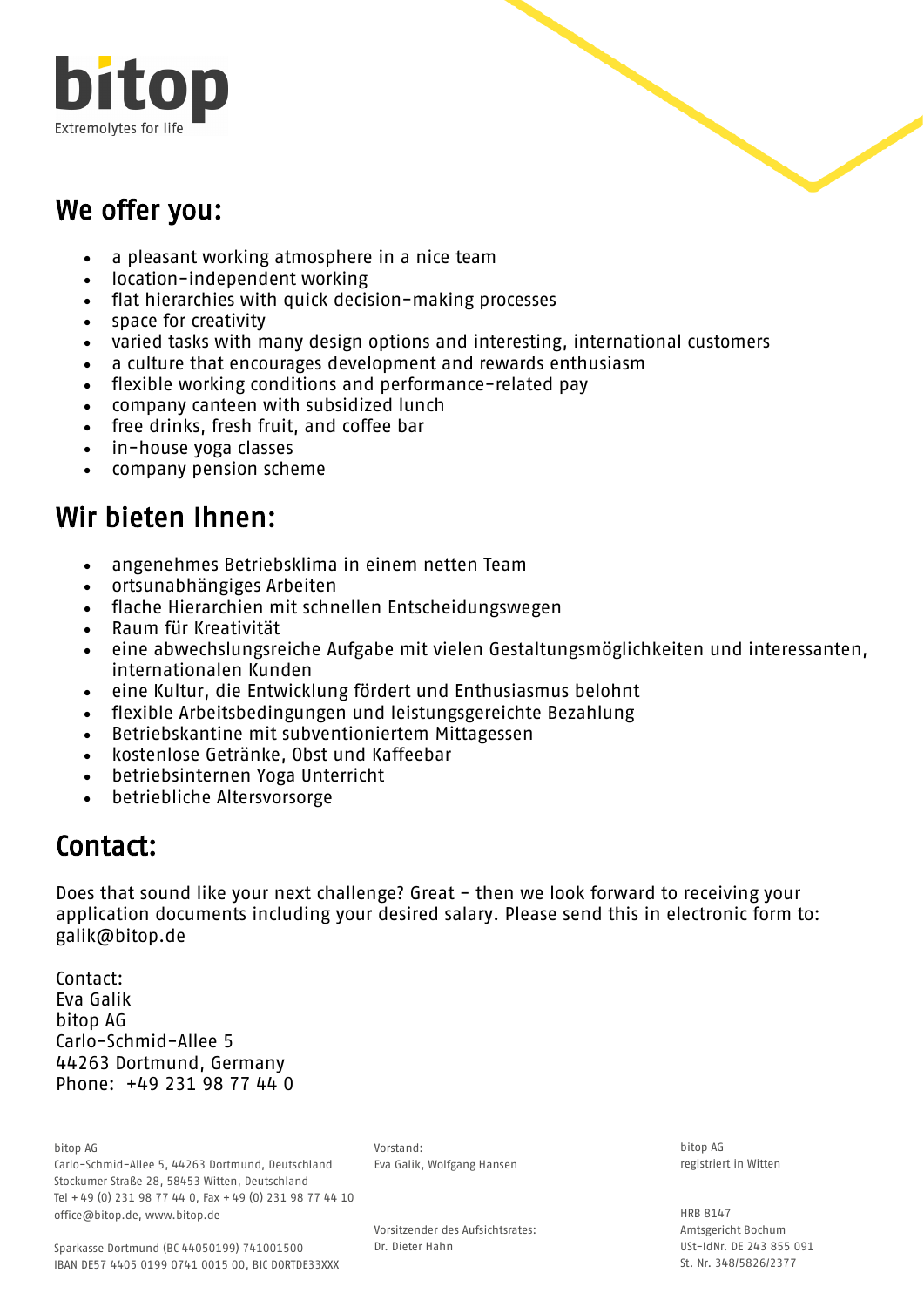bitop

Extremolytes for life

## We offer you:

- a pleasant working atmosphere in a nice team
- location-independent working
- flat hierarchies with quick decision-making processes
- space for creativity
- varied tasks with many design options and interesting, international customers
- a culture that encourages development and rewards enthusiasm
- flexible working conditions and performance-related pay
- company canteen with subsidized lunch
- free drinks, fresh fruit, and coffee bar
- in-house yoga classes
- company pension scheme

## Wir bieten Ihnen:

- angenehmes Betriebsklima in einem netten Team
- ortsunabhängiges Arbeiten
- flache Hierarchien mit schnellen Entscheidungswegen
- Raum für Kreativität
- eine abwechslungsreiche Aufgabe mit vielen Gestaltungsmöglichkeiten und interessanten, internationalen Kunden
- eine Kultur, die Entwicklung fördert und Enthusiasmus belohnt
- flexible Arbeitsbedingungen und leistungsgerechte Bezahlung
- Betriebskantine mit subventioniertem Mittagessen
- kostenlose Getränke, Obst und Kaffeebar
- betriebsinternen Yoga Unterricht
- betriebliche Altersvorsorge

## Contact:

Does that sound like your next challenge? Great – then we look forward to receiving your application documents including your desired salary. Please send this in electronic form to: galik@bitop.de

Contact:
Eva Galik
bitop AG
Carlo-Schmid-Allee 5
44263 Dortmund, Germany
Phone: +49 231 98 77 44 0

bitop AG
Carlo-Schmid-Allee 5, 44263 Dortmund, Deutschland
Stockumer Straße 28, 58453 Witten, Deutschland
Tel +49 (0) 231 98 77 44 0, Fax +49 (0) 231 98 77 44 10
office@bitop.de, www.bitop.de

Sparkasse Dortmund (BC 44050199) 741001500
IBAN DE57 4405 0199 0741 0015 00, BIC DORTDE33XXX

Vorstand:
Eva Galik, Wolfgang Hansen

Vorsitzender des Aufsichtsrates:
Dr. Dieter Hahn

bitop AG
registriert in Witten

HRB 8147
Amtsgericht Bochum
USt-IdNr. DE 243 855 091
St. Nr. 348/5826/2377